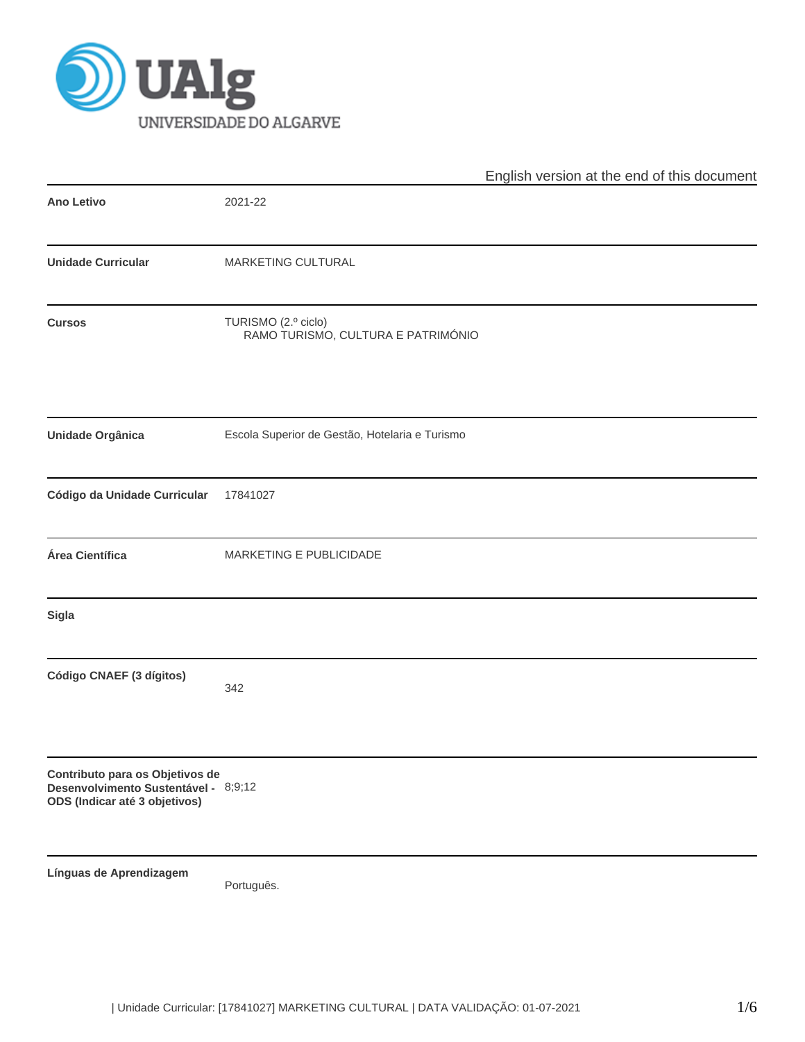UNIVERSIDADE DO ALGARVE

English version at the end of this document

| | |
|---|---|
| **Ano Letivo** | 2021-22 |
| **Unidade Curricular** | MARKETING CULTURAL |
| **Cursos** | TURISMO (2.º ciclo)<br>RAMO TURISMO, CULTURA E PATRIMÓNIO |
| **Unidade Orgânica** | Escola Superior de Gestão, Hotelaria e Turismo |
| **Código da Unidade Curricular** | 17841027 |
| **Área Científica** | MARKETING E PUBLICIDADE |
| **Sigla** | |
| **Código CNAEF (3 dígitos)** | 342 |
| **Contributo para os Objetivos de Desenvolvimento Sustentável - ODS (Indicar até 3 objetivos)** | 8;9;12 |
| **Línguas de Aprendizagem** | Português. |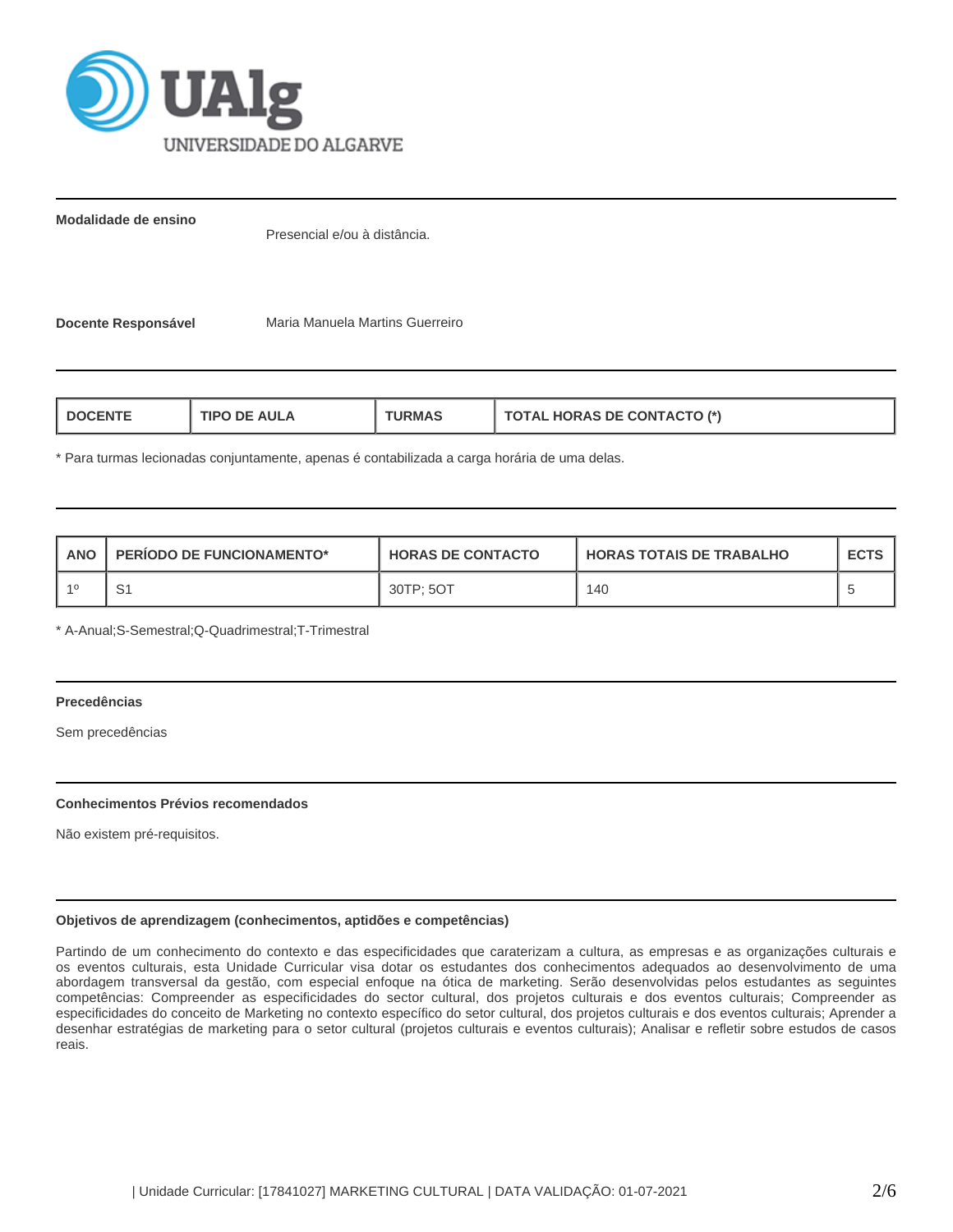**Modalidade de ensino**

Presencial e/ou à distância.

**Docente Responsável**

Maria Manuela Martins Guerreiro

| DOCENTE | TIPO DE AULA | TURMAS | TOTAL HORAS DE CONTACTO (*) |
|---|---|---|---|

* Para turmas lecionadas conjuntamente, apenas é contabilizada a carga horária de uma delas.

| ANO | PERÍODO DE FUNCIONAMENTO* | HORAS DE CONTACTO | HORAS TOTAIS DE TRABALHO | ECTS |
|---|---|---|---|---|
| 1º | S1 | 30TP; 5OT | 140 | 5 |

* A-Anual;S-Semestral;Q-Quadrimestral;T-Trimestral

**Precedências**

Sem precedências

**Conhecimentos Prévios recomendados**

Não existem pré-requisitos.

**Objetivos de aprendizagem (conhecimentos, aptidões e competências)**

Partindo de um conhecimento do contexto e das especificidades que caraterizam a cultura, as empresas e as organizações culturais e os eventos culturais, esta Unidade Curricular visa dotar os estudantes dos conhecimentos adequados ao desenvolvimento de uma abordagem transversal da gestão, com especial enfoque na ótica de marketing. Serão desenvolvidas pelos estudantes as seguintes competências: Compreender as especificidades do sector cultural, dos projetos culturais e dos eventos culturais; Compreender as especificidades do conceito de Marketing no contexto específico do setor cultural, dos projetos culturais e dos eventos culturais; Aprender a desenhar estratégias de marketing para o setor cultural (projetos culturais e eventos culturais); Analisar e refletir sobre estudos de casos reais.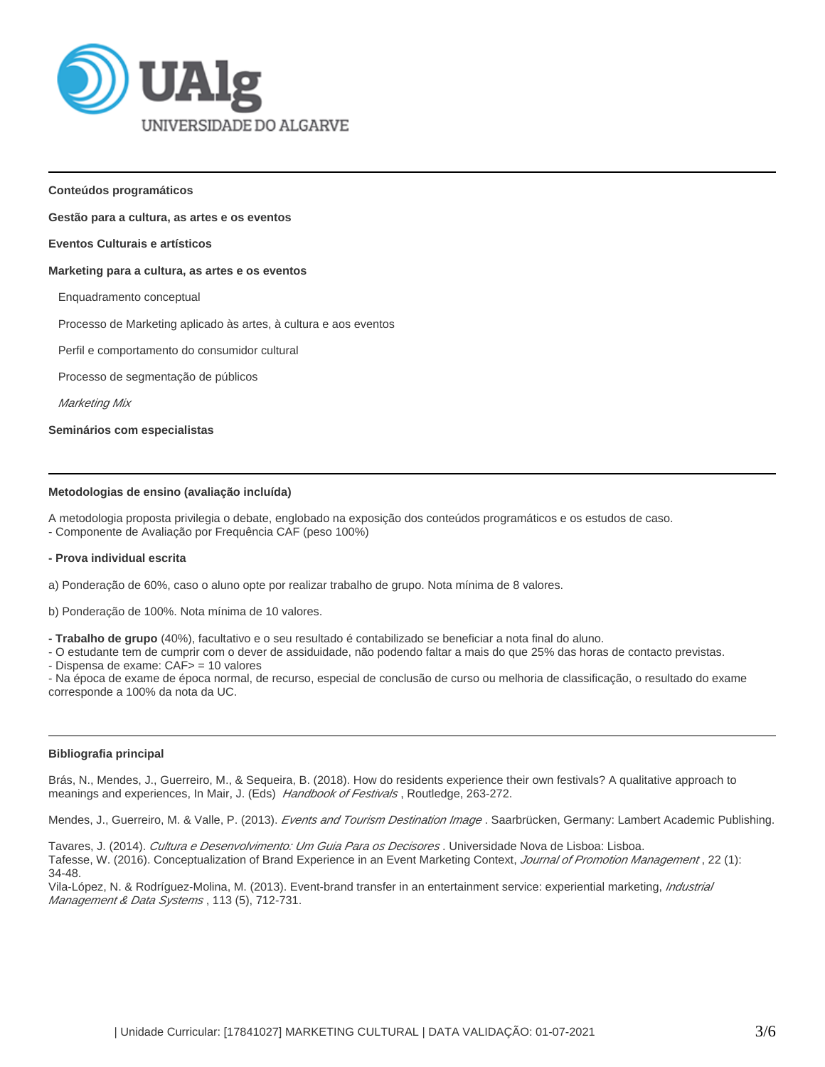### Conteúdos programáticos

**Gestão para a cultura, as artes e os eventos**

**Eventos Culturais e artísticos**

**Marketing para a cultura, as artes e os eventos**

Enquadramento conceptual

Processo de Marketing aplicado às artes, à cultura e aos eventos

Perfil e comportamento do consumidor cultural

Processo de segmentação de públicos

*Marketing Mix*

**Seminários com especialistas**

### Metodologias de ensino (avaliação incluída)

A metodologia proposta privilegia o debate, englobado na exposição dos conteúdos programáticos e os estudos de caso.
- Componente de Avaliação por Frequência CAF (peso 100%)

**- Prova individual escrita**

a) Ponderação de 60%, caso o aluno opte por realizar trabalho de grupo. Nota mínima de 8 valores.

b) Ponderação de 100%. Nota mínima de 10 valores.

**- Trabalho de grupo** (40%), facultativo e o seu resultado é contabilizado se beneficiar a nota final do aluno.
- O estudante tem de cumprir com o dever de assiduidade, não podendo faltar a mais do que 25% das horas de contacto previstas.
- Dispensa de exame: CAF> = 10 valores
- Na época de exame de época normal, de recurso, especial de conclusão de curso ou melhoria de classificação, o resultado do exame corresponde a 100% da nota da UC.

### Bibliografia principal

Brás, N., Mendes, J., Guerreiro, M., & Sequeira, B. (2018). How do residents experience their own festivals? A qualitative approach to meanings and experiences, In Mair, J. (Eds) *Handbook of Festivals* , Routledge, 263-272.

Mendes, J., Guerreiro, M. & Valle, P. (2013). *Events and Tourism Destination Image* . Saarbrücken, Germany: Lambert Academic Publishing.

Tavares, J. (2014). *Cultura e Desenvolvimento: Um Guia Para os Decisores* . Universidade Nova de Lisboa: Lisboa.
Tafesse, W. (2016). Conceptualization of Brand Experience in an Event Marketing Context, *Journal of Promotion Management* , 22 (1): 34-48.
Vila-López, N. & Rodríguez-Molina, M. (2013). Event-brand transfer in an entertainment service: experiential marketing, *Industrial Management & Data Systems* , 113 (5), 712-731.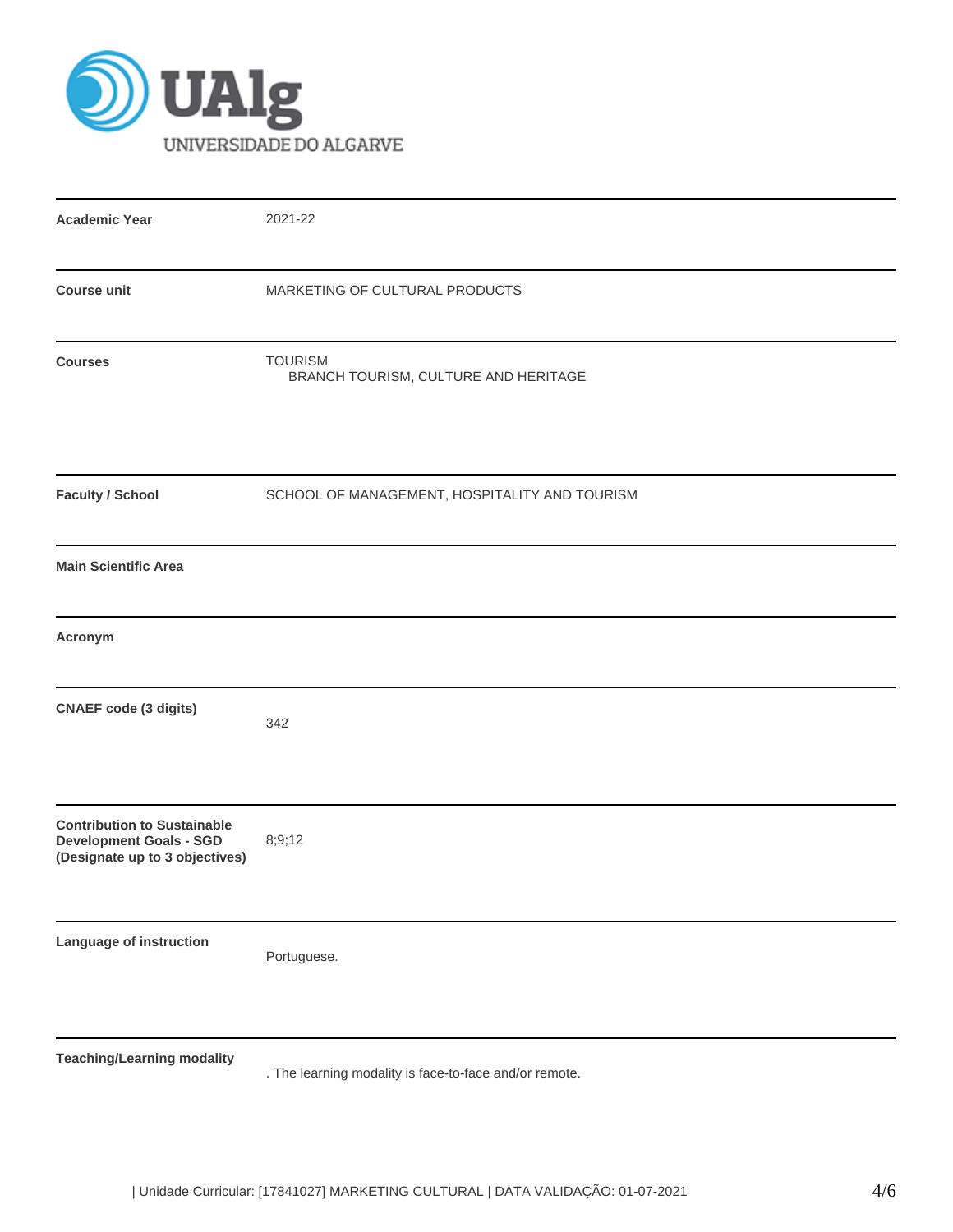UAlg UNIVERSIDADE DO ALGARVE

| | |
|---|---|
| **Academic Year** | 2021-22 |
| **Course unit** | MARKETING OF CULTURAL PRODUCTS |
| **Courses** | TOURISM<br>BRANCH TOURISM, CULTURE AND HERITAGE |
| **Faculty / School** | SCHOOL OF MANAGEMENT, HOSPITALITY AND TOURISM |
| **Main Scientific Area** | |
| **Acronym** | |
| **CNAEF code (3 digits)** | 342 |
| **Contribution to Sustainable Development Goals - SGD (Designate up to 3 objectives)** | 8;9;12 |
| **Language of instruction** | Portuguese. |
| **Teaching/Learning modality** | . The learning modality is face-to-face and/or remote. |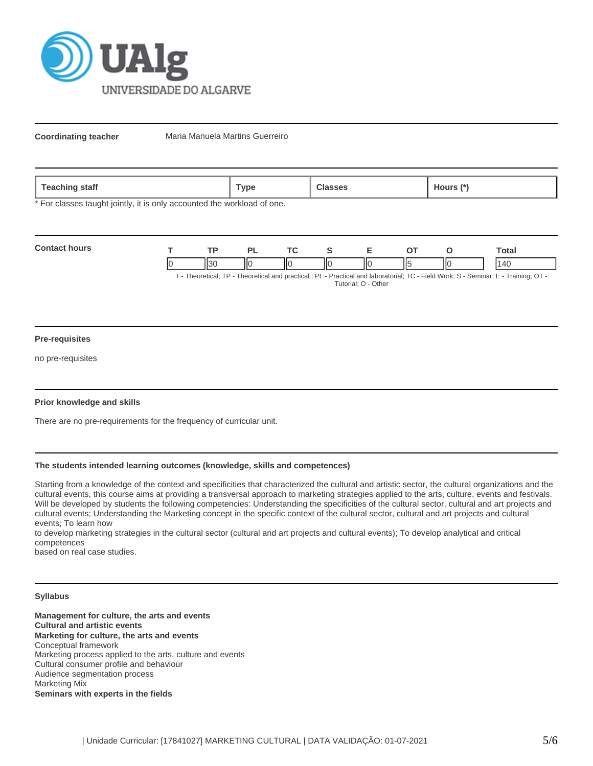**Coordinating teacher** Maria Manuela Martins Guerreiro

| Teaching staff | Type | Classes | Hours (*) |
|---|---|---|---|

* For classes taught jointly, it is only accounted the workload of one.

**Contact hours**

| T | TP | PL | TC | S | E | OT | O | Total |
|---|---|---|---|---|---|---|---|---|
| 0 | 30 | 0 | 0 | 0 | 0 | 5 | 0 | 140 |

T - Theoretical; TP - Theoretical and practical ; PL - Practical and laboratorial; TC - Field Work; S - Seminar; E - Training; OT - Tutorial; O - Other

**Pre-requisites**

no pre-requisites

**Prior knowledge and skills**

There are no pre-requirements for the frequency of curricular unit.

**The students intended learning outcomes (knowledge, skills and competences)**

Starting from a knowledge of the context and specificities that characterized the cultural and artistic sector, the cultural organizations and the cultural events, this course aims at providing a transversal approach to marketing strategies applied to the arts, culture, events and festivals. Will be developed by students the following competencies: Understanding the specificities of the cultural sector, cultural and art projects and cultural events; Understanding the Marketing concept in the specific context of the cultural sector, cultural and art projects and cultural events; To learn how
to develop marketing strategies in the cultural sector (cultural and art projects and cultural events); To develop analytical and critical competences
based on real case studies.

**Syllabus**

**Management for culture, the arts and events**
**Cultural and artistic events**
**Marketing for culture, the arts and events**
Conceptual framework
Marketing process applied to the arts, culture and events
Cultural consumer profile and behaviour
Audience segmentation process
Marketing Mix
**Seminars with experts in the fields**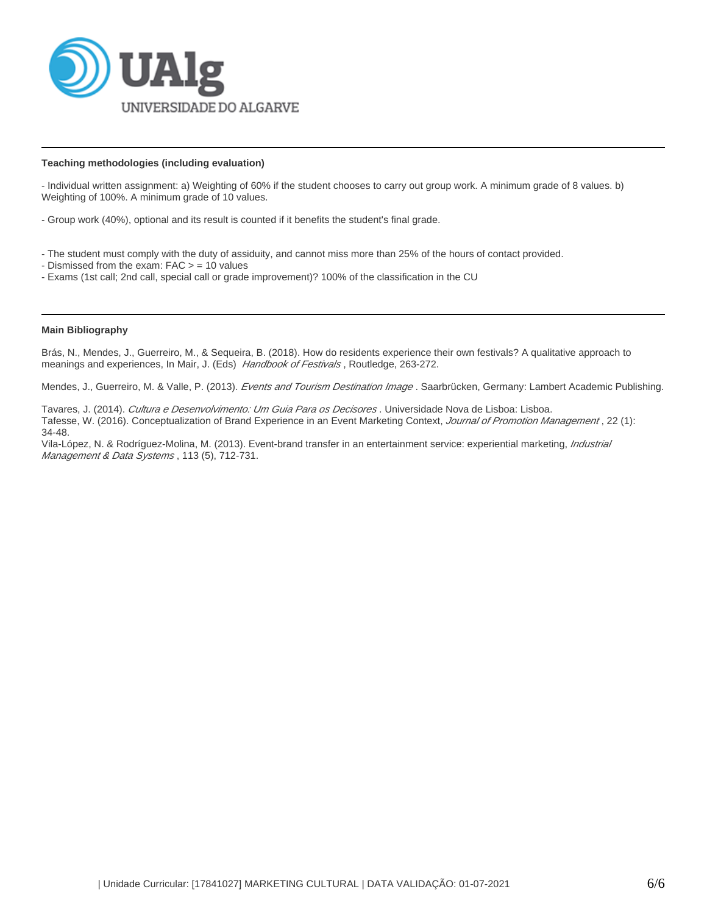**Teaching methodologies (including evaluation)**

- Individual written assignment: a) Weighting of 60% if the student chooses to carry out group work. A minimum grade of 8 values. b) Weighting of 100%. A minimum grade of 10 values.

- Group work (40%), optional and its result is counted if it benefits the student's final grade.

- The student must comply with the duty of assiduity, and cannot miss more than 25% of the hours of contact provided.
- Dismissed from the exam: FAC > = 10 values
- Exams (1st call; 2nd call, special call or grade improvement)? 100% of the classification in the CU

**Main Bibliography**

Brás, N., Mendes, J., Guerreiro, M., & Sequeira, B. (2018). How do residents experience their own festivals? A qualitative approach to meanings and experiences, In Mair, J. (Eds) *Handbook of Festivals* , Routledge, 263-272.

Mendes, J., Guerreiro, M. & Valle, P. (2013). *Events and Tourism Destination Image* . Saarbrücken, Germany: Lambert Academic Publishing.

Tavares, J. (2014). *Cultura e Desenvolvimento: Um Guia Para os Decisores* . Universidade Nova de Lisboa: Lisboa.
Tafesse, W. (2016). Conceptualization of Brand Experience in an Event Marketing Context, *Journal of Promotion Management* , 22 (1): 34-48.
Vila-López, N. & Rodríguez-Molina, M. (2013). Event-brand transfer in an entertainment service: experiential marketing, *Industrial Management & Data Systems* , 113 (5), 712-731.